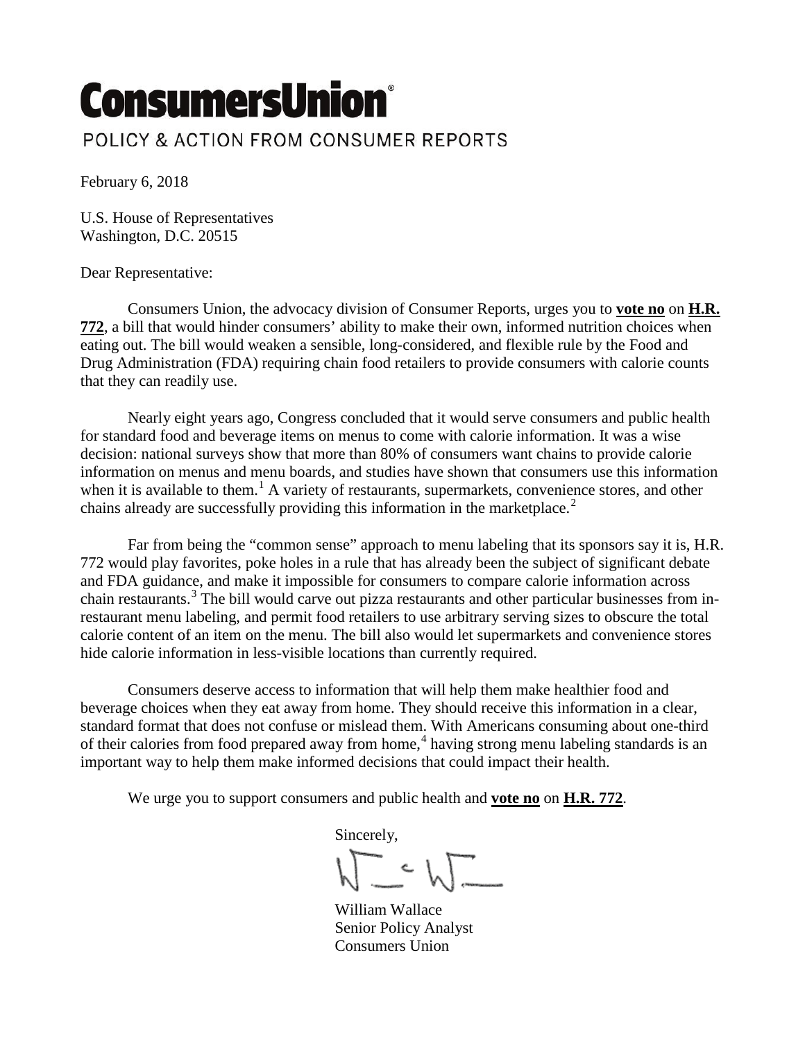# ConsumersUnion

POLICY & ACTION FROM CONSUMER REPORTS

February 6, 2018

U.S. House of Representatives
Washington, D.C. 20515

Dear Representative:

Consumers Union, the advocacy division of Consumer Reports, urges you to **vote no** on **H.R. 772**, a bill that would hinder consumers' ability to make their own, informed nutrition choices when eating out. The bill would weaken a sensible, long-considered, and flexible rule by the Food and Drug Administration (FDA) requiring chain food retailers to provide consumers with calorie counts that they can readily use.

Nearly eight years ago, Congress concluded that it would serve consumers and public health for standard food and beverage items on menus to come with calorie information. It was a wise decision: national surveys show that more than 80% of consumers want chains to provide calorie information on menus and menu boards, and studies have shown that consumers use this information when it is available to them.[1] A variety of restaurants, supermarkets, convenience stores, and other chains already are successfully providing this information in the marketplace.[2]

Far from being the "common sense" approach to menu labeling that its sponsors say it is, H.R. 772 would play favorites, poke holes in a rule that has already been the subject of significant debate and FDA guidance, and make it impossible for consumers to compare calorie information across chain restaurants.[3] The bill would carve out pizza restaurants and other particular businesses from in-restaurant menu labeling, and permit food retailers to use arbitrary serving sizes to obscure the total calorie content of an item on the menu. The bill also would let supermarkets and convenience stores hide calorie information in less-visible locations than currently required.

Consumers deserve access to information that will help them make healthier food and beverage choices when they eat away from home. They should receive this information in a clear, standard format that does not confuse or mislead them. With Americans consuming about one-third of their calories from food prepared away from home,[4] having strong menu labeling standards is an important way to help them make informed decisions that could impact their health.

We urge you to support consumers and public health and **vote no** on **H.R. 772**.

Sincerely,

William Wallace
Senior Policy Analyst
Consumers Union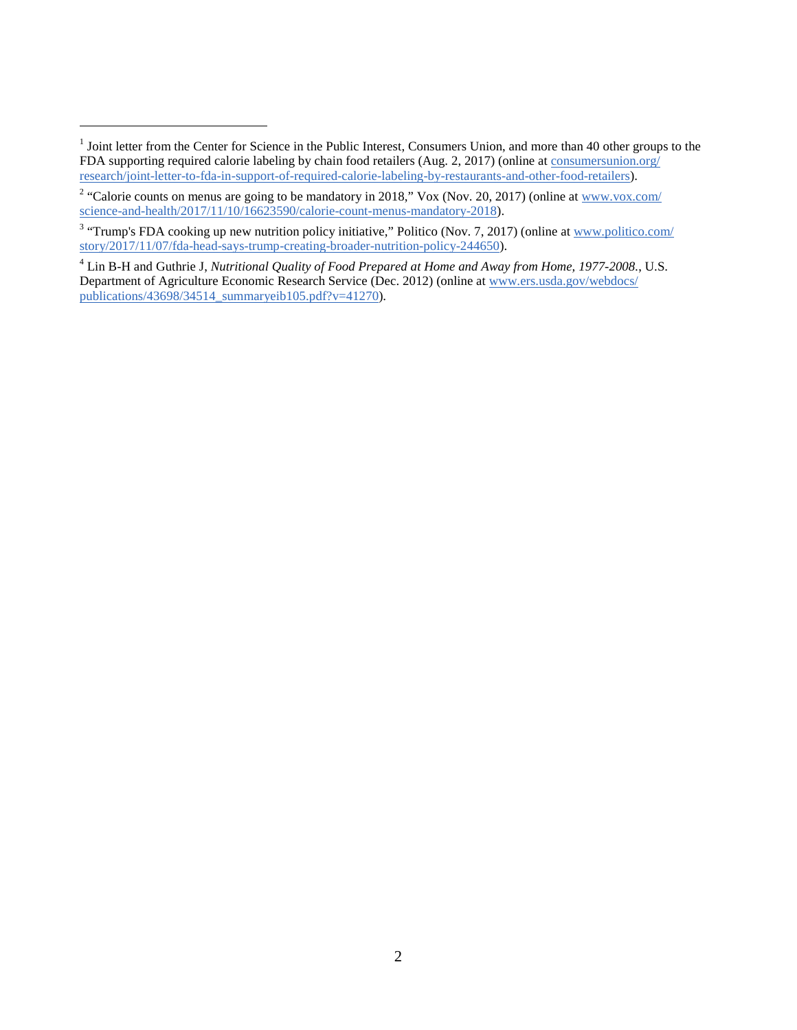[1] Joint letter from the Center for Science in the Public Interest, Consumers Union, and more than 40 other groups to the FDA supporting required calorie labeling by chain food retailers (Aug. 2, 2017) (online at consumersunion.org/research/joint-letter-to-fda-in-support-of-required-calorie-labeling-by-restaurants-and-other-food-retailers).

[2] "Calorie counts on menus are going to be mandatory in 2018," Vox (Nov. 20, 2017) (online at www.vox.com/science-and-health/2017/11/10/16623590/calorie-count-menus-mandatory-2018).

[3] "Trump's FDA cooking up new nutrition policy initiative," Politico (Nov. 7, 2017) (online at www.politico.com/story/2017/11/07/fda-head-says-trump-creating-broader-nutrition-policy-244650).

[4] Lin B-H and Guthrie J, *Nutritional Quality of Food Prepared at Home and Away from Home, 1977-2008.*, U.S. Department of Agriculture Economic Research Service (Dec. 2012) (online at www.ers.usda.gov/webdocs/publications/43698/34514_summaryeib105.pdf?v=41270).